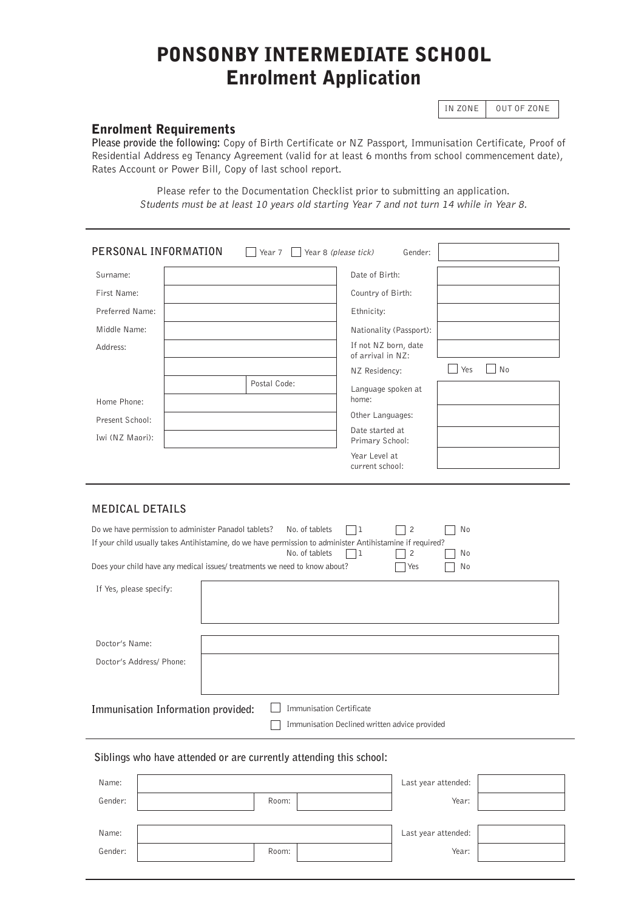# PONSONBY INTERMEDIATE SCHOOL
## Enrolment Application

| IN ZONE | OUT OF ZONE |
|---|---|

### Enrolment Requirements

**Please provide the following:** Copy of Birth Certificate or NZ Passport, Immunisation Certificate, Proof of Residential Address eg Tenancy Agreement (valid for at least 6 months from school commencement date), Rates Account or Power Bill, Copy of last school report.

Please refer to the Documentation Checklist prior to submitting an application.
*Students must be at least 10 years old starting Year 7 and not turn 14 while in Year 8.*

---

### PERSONAL INFORMATION

☐ Year 7 ☐ Year 8 *(please tick)* Gender:

| | | | |
|---|---|---|---|
| Surname: | | Date of Birth: | |
| First Name: | | Country of Birth: | |
| Preferred Name: | | Ethnicity: | |
| Middle Name: | | Nationality (Passport): | |
| Address: | | If not NZ born, date of arrival in NZ: | |
| | | NZ Residency: | ☐ Yes ☐ No |
| | Postal Code: | Language spoken at home: | |
| Home Phone: | | Other Languages: | |
| Present School: | | Date started at Primary School: | |
| Iwi (NZ Maori): | | Year Level at current school: | |

---

### MEDICAL DETAILS

Do we have permission to administer Panadol tablets? No. of tablets ☐ 1 ☐ 2 ☐ No

If your child usually takes Antihistamine, do we have permission to administer Antihistamine if required? No. of tablets ☐ 1 ☐ 2 ☐ No

Does your child have any medical issues/ treatments we need to know about? ☐ Yes ☐ No

If Yes, please specify:

Doctor's Name:

Doctor's Address/ Phone:

**Immunisation Information provided:** ☐ Immunisation Certificate
☐ Immunisation Declined written advice provided

---

**Siblings who have attended or are currently attending this school:**

| | | | | | |
|---|---|---|---|---|---|
| Name: | | | | Last year attended: | |
| Gender: | | Room: | | Year: | |
| Name: | | | | Last year attended: | |
| Gender: | | Room: | | Year: | |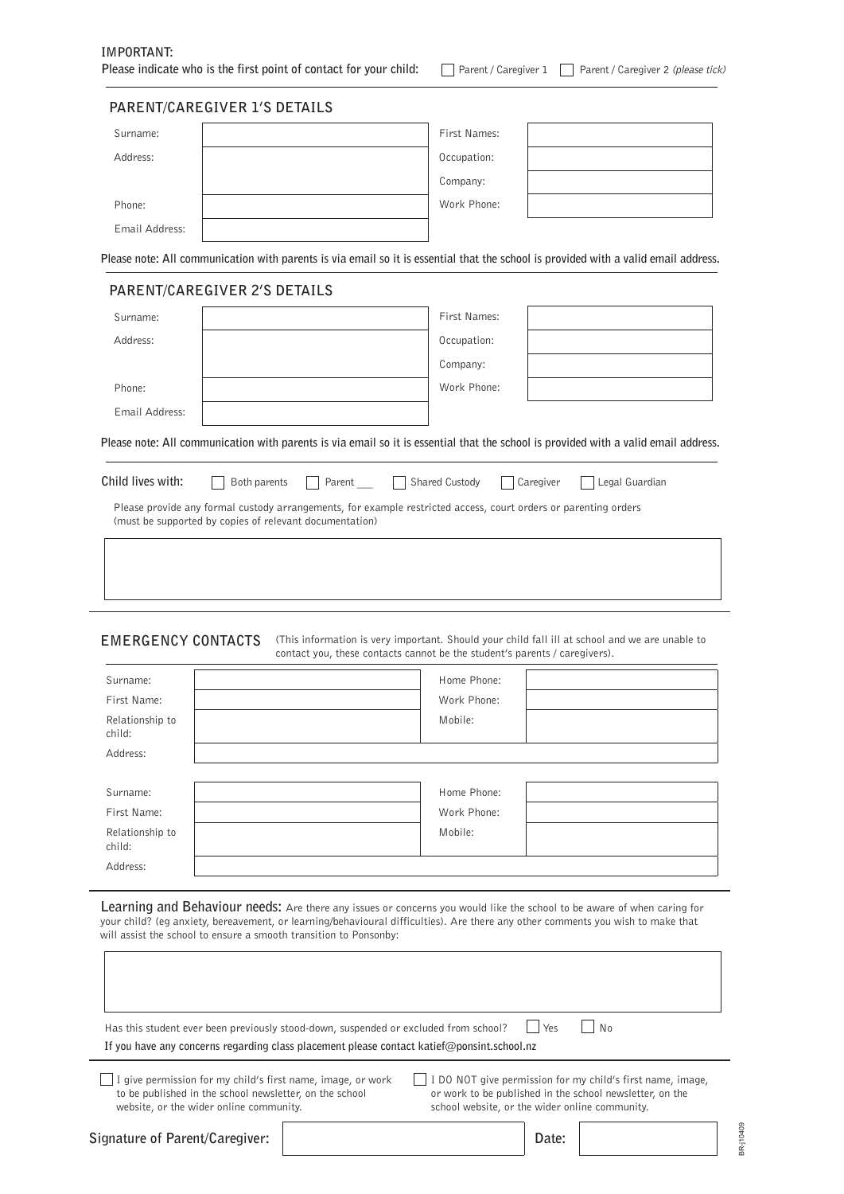**IMPORTANT:**
**Please indicate who is the first point of contact for your child:** ☐ Parent / Caregiver 1 ☐ Parent / Caregiver 2 *(please tick)*

## PARENT/CAREGIVER 1'S DETAILS

| | | | |
|---|---|---|---|
| Surname: | | First Names: | |
| Address: | | Occupation: | |
| | | Company: | |
| Phone: | | Work Phone: | |
| Email Address: | | | |

**Please note: All communication with parents is via email so it is essential that the school is provided with a valid email address.**

## PARENT/CAREGIVER 2'S DETAILS

| | | | |
|---|---|---|---|
| Surname: | | First Names: | |
| Address: | | Occupation: | |
| | | Company: | |
| Phone: | | Work Phone: | |
| Email Address: | | | |

**Please note: All communication with parents is via email so it is essential that the school is provided with a valid email address.**

**Child lives with:** ☐ Both parents ☐ Parent ___ ☐ Shared Custody ☐ Caregiver ☐ Legal Guardian

Please provide any formal custody arrangements, for example restricted access, court orders or parenting orders (must be supported by copies of relevant documentation)

## EMERGENCY CONTACTS

(This information is very important. Should your child fall ill at school and we are unable to contact you, these contacts cannot be the student's parents / caregivers).

| | | | |
|---|---|---|---|
| Surname: | | Home Phone: | |
| First Name: | | Work Phone: | |
| Relationship to child: | | Mobile: | |
| Address: | | | |

| | | | |
|---|---|---|---|
| Surname: | | Home Phone: | |
| First Name: | | Work Phone: | |
| Relationship to child: | | Mobile: | |
| Address: | | | |

**Learning and Behaviour needs:** Are there any issues or concerns you would like the school to be aware of when caring for your child? (eg anxiety, bereavement, or learning/behavioural difficulties). Are there any other comments you wish to make that will assist the school to ensure a smooth transition to Ponsonby:

Has this student ever been previously stood-down, suspended or excluded from school? ☐ Yes ☐ No

**If you have any concerns regarding class placement please contact katief@ponsint.school.nz**

☐ I give permission for my child's first name, image, or work to be published in the school newsletter, on the school website, or the wider online community.

☐ I DO NOT give permission for my child's first name, image, or work to be published in the school newsletter, on the school website, or the wider online community.

**Signature of Parent/Caregiver:** ______________ **Date:** ______________

BRj10409